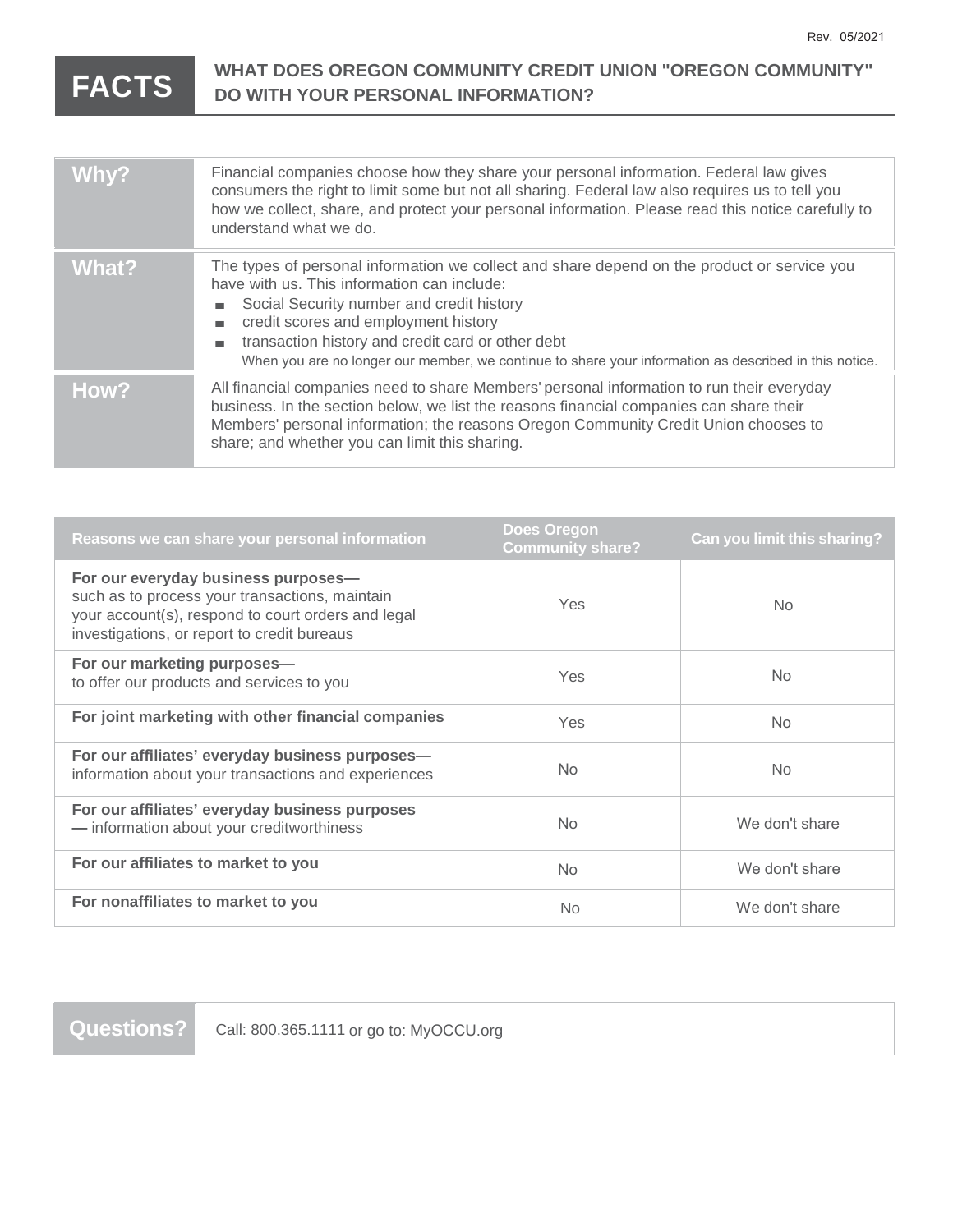Rev. 05/2021

# FACTS — WHAT DOES OREGON COMMUNITY CREDIT UNION "OREGON COMMUNITY" DO WITH YOUR PERSONAL INFORMATION?

| | |
|---|---|
| **Why?** | Financial companies choose how they share your personal information. Federal law gives consumers the right to limit some but not all sharing. Federal law also requires us to tell you how we collect, share, and protect your personal information. Please read this notice carefully to understand what we do. |
| **What?** | The types of personal information we collect and share depend on the product or service you have with us. This information can include:<br>▪ Social Security number and credit history<br>▪ credit scores and employment history<br>▪ transaction history and credit card or other debt<br>When you are no longer our member, we continue to share your information as described in this notice. |
| **How?** | All financial companies need to share Members' personal information to run their everyday business. In the section below, we list the reasons financial companies can share their Members' personal information; the reasons Oregon Community Credit Union chooses to share; and whether you can limit this sharing. |

| Reasons we can share your personal information | Does Oregon Community share? | Can you limit this sharing? |
|---|---|---|
| **For our everyday business purposes—** such as to process your transactions, maintain your account(s), respond to court orders and legal investigations, or report to credit bureaus | Yes | No |
| **For our marketing purposes—** to offer our products and services to you | Yes | No |
| **For joint marketing with other financial companies** | Yes | No |
| **For our affiliates' everyday business purposes—** information about your transactions and experiences | No | No |
| **For our affiliates' everyday business purposes —** information about your creditworthiness | No | We don't share |
| **For our affiliates to market to you** | No | We don't share |
| **For nonaffiliates to market to you** | No | We don't share |

| | |
|---|---|
| **Questions?** | Call: 800.365.1111 or go to: MyOCCU.org |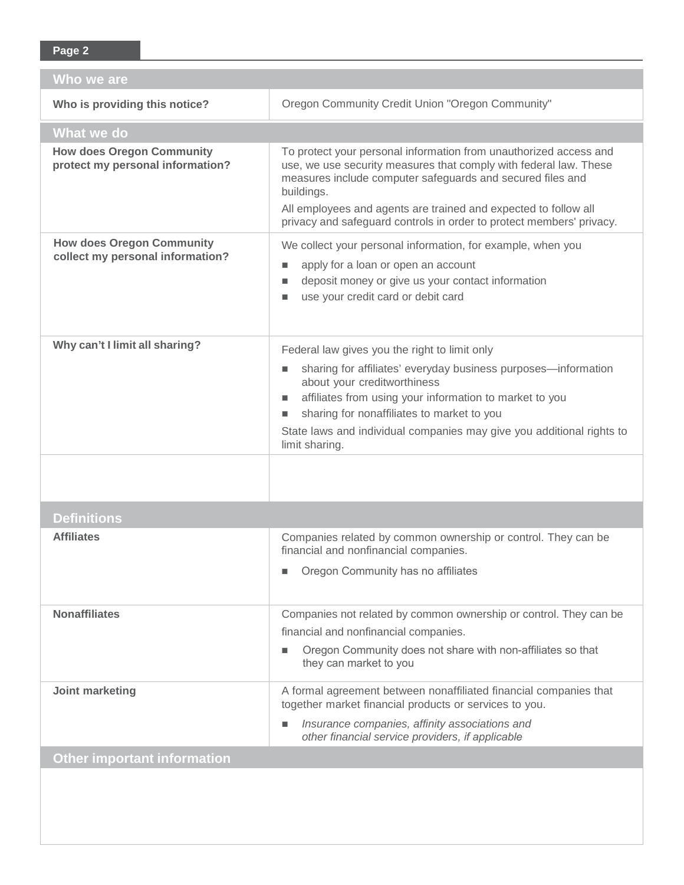## Who we are

| | |
|---|---|
| **Who is providing this notice?** | Oregon Community Credit Union "Oregon Community" |

## What we do

| | |
|---|---|
| **How does Oregon Community protect my personal information?** | To protect your personal information from unauthorized access and use, we use security measures that comply with federal law. These measures include computer safeguards and secured files and buildings.<br><br>All employees and agents are trained and expected to follow all privacy and safeguard controls in order to protect members' privacy. |
| **How does Oregon Community collect my personal information?** | We collect your personal information, for example, when you<br>■ apply for a loan or open an account<br>■ deposit money or give us your contact information<br>■ use your credit card or debit card |
| **Why can't I limit all sharing?** | Federal law gives you the right to limit only<br>■ sharing for affiliates' everyday business purposes—information about your creditworthiness<br>■ affiliates from using your information to market to you<br>■ sharing for nonaffiliates to market to you<br><br>State laws and individual companies may give you additional rights to limit sharing. |
| | |

## Definitions

| | |
|---|---|
| **Affiliates** | Companies related by common ownership or control. They can be financial and nonfinancial companies.<br>■ Oregon Community has no affiliates |
| **Nonaffiliates** | Companies not related by common ownership or control. They can be financial and nonfinancial companies.<br>■ Oregon Community does not share with non-affiliates so that they can market to you |
| **Joint marketing** | A formal agreement between nonaffiliated financial companies that together market financial products or services to you.<br>■ *Insurance companies, affinity associations and other financial service providers, if applicable* |

## Other important information